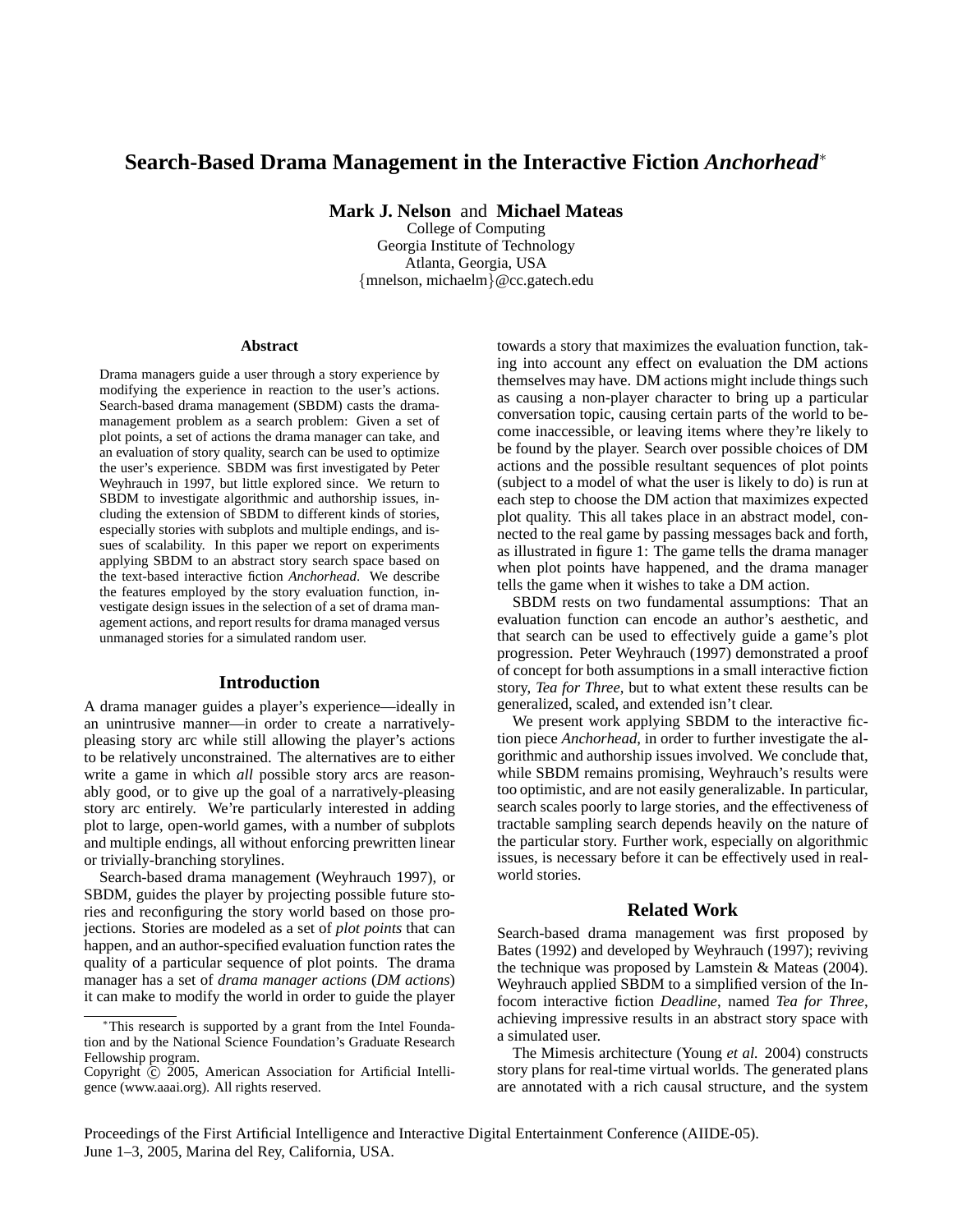# Search-Based Drama Management in the Interactive Fiction *Anchorhead*[*]

**Mark J. Nelson** and **Michael Mateas**
College of Computing
Georgia Institute of Technology
Atlanta, Georgia, USA
{mnelson, michaelm}@cc.gatech.edu

### Abstract

Drama managers guide a user through a story experience by modifying the experience in reaction to the user's actions. Search-based drama management (SBDM) casts the drama-management problem as a search problem: Given a set of plot points, a set of actions the drama manager can take, and an evaluation of story quality, search can be used to optimize the user's experience. SBDM was first investigated by Peter Weyhrauch in 1997, but little explored since. We return to SBDM to investigate algorithmic and authorship issues, including the extension of SBDM to different kinds of stories, especially stories with subplots and multiple endings, and issues of scalability. In this paper we report on experiments applying SBDM to an abstract story search space based on the text-based interactive fiction *Anchorhead*. We describe the features employed by the story evaluation function, investigate design issues in the selection of a set of drama management actions, and report results for drama managed versus unmanaged stories for a simulated random user.

## Introduction

A drama manager guides a player's experience—ideally in an unintrusive manner—in order to create a narratively-pleasing story arc while still allowing the player's actions to be relatively unconstrained. The alternatives are to either write a game in which *all* possible story arcs are reasonably good, or to give up the goal of a narratively-pleasing story arc entirely. We're particularly interested in adding plot to large, open-world games, with a number of subplots and multiple endings, all without enforcing prewritten linear or trivially-branching storylines.

Search-based drama management (Weyhrauch 1997), or SBDM, guides the player by projecting possible future stories and reconfiguring the story world based on those projections. Stories are modeled as a set of *plot points* that can happen, and an author-specified evaluation function rates the quality of a particular sequence of plot points. The drama manager has a set of *drama manager actions* (*DM actions*) it can make to modify the world in order to guide the player towards a story that maximizes the evaluation function, taking into account any effect on evaluation the DM actions themselves may have. DM actions might include things such as causing a non-player character to bring up a particular conversation topic, causing certain parts of the world to become inaccessible, or leaving items where they're likely to be found by the player. Search over possible choices of DM actions and the possible resultant sequences of plot points (subject to a model of what the user is likely to do) is run at each step to choose the DM action that maximizes expected plot quality. This all takes place in an abstract model, connected to the real game by passing messages back and forth, as illustrated in figure 1: The game tells the drama manager when plot points have happened, and the drama manager tells the game when it wishes to take a DM action.

SBDM rests on two fundamental assumptions: That an evaluation function can encode an author's aesthetic, and that search can be used to effectively guide a game's plot progression. Peter Weyhrauch (1997) demonstrated a proof of concept for both assumptions in a small interactive fiction story, *Tea for Three*, but to what extent these results can be generalized, scaled, and extended isn't clear.

We present work applying SBDM to the interactive fiction piece *Anchorhead*, in order to further investigate the algorithmic and authorship issues involved. We conclude that, while SBDM remains promising, Weyhrauch's results were too optimistic, and are not easily generalizable. In particular, search scales poorly to large stories, and the effectiveness of tractable sampling search depends heavily on the nature of the particular story. Further work, especially on algorithmic issues, is necessary before it can be effectively used in real-world stories.

## Related Work

Search-based drama management was first proposed by Bates (1992) and developed by Weyhrauch (1997); reviving the technique was proposed by Lamstein & Mateas (2004). Weyhrauch applied SBDM to a simplified version of the Infocom interactive fiction *Deadline*, named *Tea for Three*, achieving impressive results in an abstract story space with a simulated user.

The Mimesis architecture (Young *et al.* 2004) constructs story plans for real-time virtual worlds. The generated plans are annotated with a rich causal structure, and the system

---

[*] This research is supported by a grant from the Intel Foundation and by the National Science Foundation's Graduate Research Fellowship program.

Copyright © 2005, American Association for Artificial Intelligence (www.aaai.org). All rights reserved.

Proceedings of the First Artificial Intelligence and Interactive Digital Entertainment Conference (AIIDE-05). June 1–3, 2005, Marina del Rey, California, USA.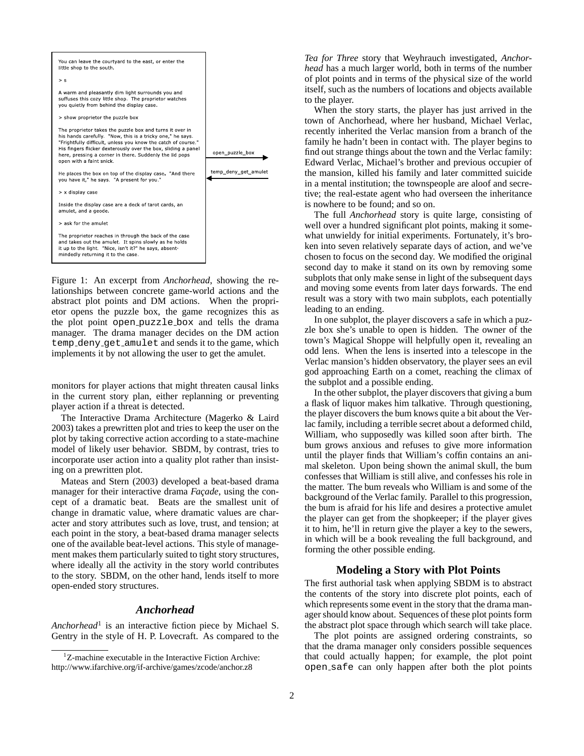```
You can leave the courtyard to the east, or enter the
little shop to the south.

> s

A warm and pleasantly dim light surrounds you and
suffuses this cozy little shop. The proprietor watches
you quietly from behind the display case.

> show proprietor the puzzle box

The proprietor takes the puzzle box and turns it over in
his hands carefully. "Now, this is a tricky one," he says.
"Frightfully difficult, unless you know the catch of course."
His fingers flicker dexterously over the box, sliding a panel
here, pressing a corner in there. Suddenly the lid pops
open with a faint snick.                                        open_puzzle_box →

He places the box on top of the display case. "And there
you have it," he says. "A present for you."                ← temp_deny_get_amulet

> x display case

Inside the display case are a deck of tarot cards, an
amulet, and a geode.

> ask for the amulet

The proprietor reaches in through the back of the case
and takes out the amulet. It spins slowly as he holds
it up to the light. "Nice, isn't it?" he says, absent-
mindedly returning it to the case.
```

Figure 1: An excerpt from *Anchorhead*, showing the relationships between concrete game-world actions and the abstract plot points and DM actions. When the proprietor opens the puzzle box, the game recognizes this as the plot point `open_puzzle_box` and tells the drama manager. The drama manager decides on the DM action `temp_deny_get_amulet` and sends it to the game, which implements it by not allowing the user to get the amulet.

monitors for player actions that might threaten causal links in the current story plan, either replanning or preventing player action if a threat is detected.

The Interactive Drama Architecture (Magerko & Laird 2003) takes a prewritten plot and tries to keep the user on the plot by taking corrective action according to a state-machine model of likely user behavior. SBDM, by contrast, tries to incorporate user action into a quality plot rather than insisting on a prewritten plot.

Mateas and Stern (2003) developed a beat-based drama manager for their interactive drama *Façade*, using the concept of a dramatic beat. Beats are the smallest unit of change in dramatic value, where dramatic values are character and story attributes such as love, trust, and tension; at each point in the story, a beat-based drama manager selects one of the available beat-level actions. This style of management makes them particularly suited to tight story structures, where ideally all the activity in the story world contributes to the story. SBDM, on the other hand, lends itself to more open-ended story structures.

## *Anchorhead*

*Anchorhead*[1] is an interactive fiction piece by Michael S. Gentry in the style of H. P. Lovecraft. As compared to the *Tea for Three* story that Weyhrauch investigated, *Anchorhead* has a much larger world, both in terms of the number of plot points and in terms of the physical size of the world itself, such as the numbers of locations and objects available to the player.

When the story starts, the player has just arrived in the town of Anchorhead, where her husband, Michael Verlac, recently inherited the Verlac mansion from a branch of the family he hadn't been in contact with. The player begins to find out strange things about the town and the Verlac family: Edward Verlac, Michael's brother and previous occupier of the mansion, killed his family and later committed suicide in a mental institution; the townspeople are aloof and secretive; the real-estate agent who had overseen the inheritance is nowhere to be found; and so on.

The full *Anchorhead* story is quite large, consisting of well over a hundred significant plot points, making it somewhat unwieldy for initial experiments. Fortunately, it's broken into seven relatively separate days of action, and we've chosen to focus on the second day. We modified the original second day to make it stand on its own by removing some subplots that only make sense in light of the subsequent days and moving some events from later days forwards. The end result was a story with two main subplots, each potentially leading to an ending.

In one subplot, the player discovers a safe in which a puzzle box she's unable to open is hidden. The owner of the town's Magical Shoppe will helpfully open it, revealing an odd lens. When the lens is inserted into a telescope in the Verlac mansion's hidden observatory, the player sees an evil god approaching Earth on a comet, reaching the climax of the subplot and a possible ending.

In the other subplot, the player discovers that giving a bum a flask of liquor makes him talkative. Through questioning, the player discovers the bum knows quite a bit about the Verlac family, including a terrible secret about a deformed child, William, who supposedly was killed soon after birth. The bum grows anxious and refuses to give more information until the player finds that William's coffin contains an animal skeleton. Upon being shown the animal skull, the bum confesses that William is still alive, and confesses his role in the matter. The bum reveals who William is and some of the background of the Verlac family. Parallel to this progression, the bum is afraid for his life and desires a protective amulet the player can get from the shopkeeper; if the player gives it to him, he'll in return give the player a key to the sewers, in which will be a book revealing the full background, and forming the other possible ending.

## Modeling a Story with Plot Points

The first authorial task when applying SBDM is to abstract the contents of the story into discrete plot points, each of which represents some event in the story that the drama manager should know about. Sequences of these plot points form the abstract plot space through which search will take place.

The plot points are assigned ordering constraints, so that the drama manager only considers possible sequences that could actually happen; for example, the plot point `open_safe` can only happen after both the plot points

[1] Z-machine executable in the Interactive Fiction Archive: http://www.ifarchive.org/if-archive/games/zcode/anchor.z8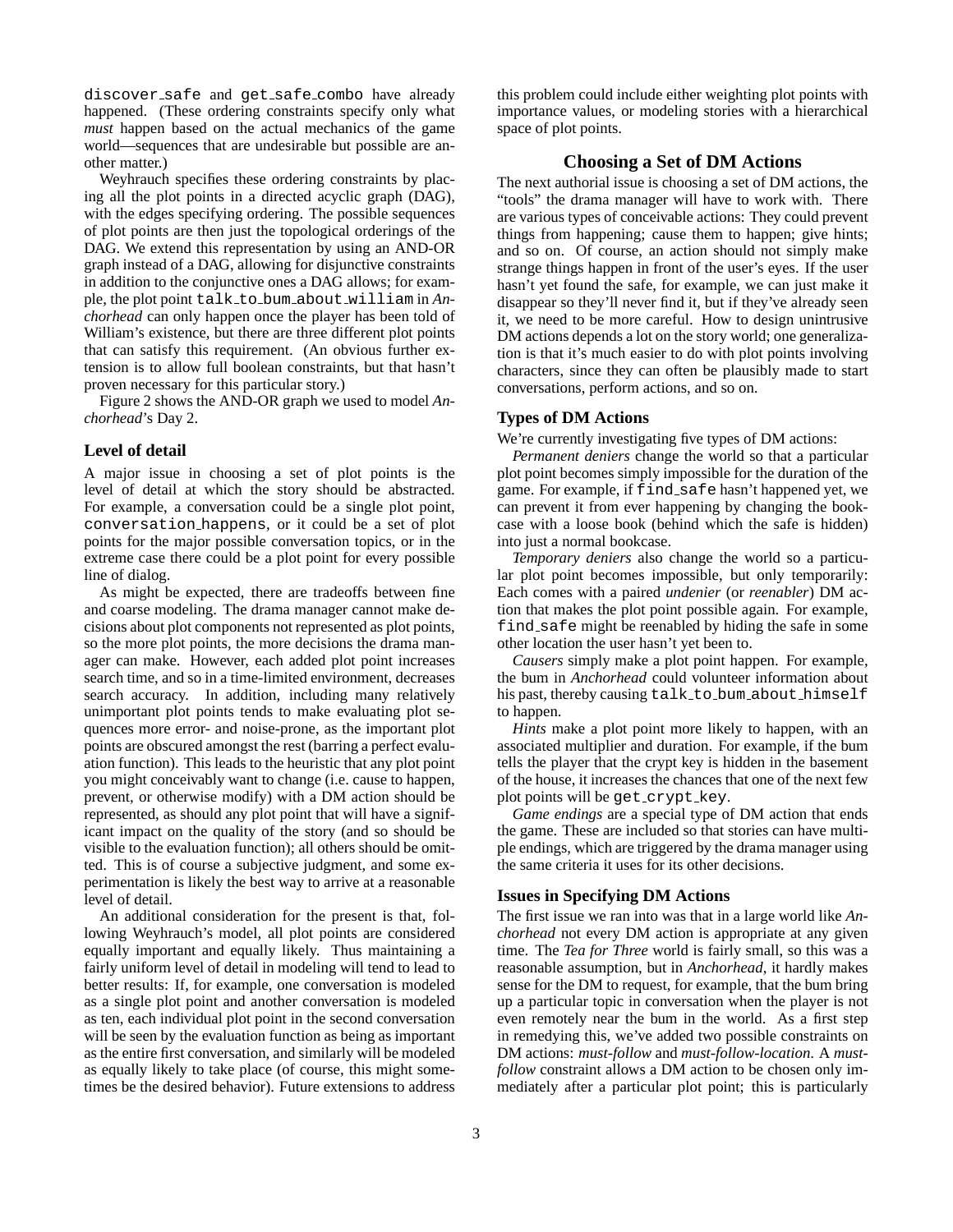discover_safe and get_safe_combo have already happened. (These ordering constraints specify only what *must* happen based on the actual mechanics of the game world—sequences that are undesirable but possible are another matter.)

Weyhrauch specifies these ordering constraints by placing all the plot points in a directed acyclic graph (DAG), with the edges specifying ordering. The possible sequences of plot points are then just the topological orderings of the DAG. We extend this representation by using an AND-OR graph instead of a DAG, allowing for disjunctive constraints in addition to the conjunctive ones a DAG allows; for example, the plot point talk_to_bum_about_william in *Anchorhead* can only happen once the player has been told of William's existence, but there are three different plot points that can satisfy this requirement. (An obvious further extension is to allow full boolean constraints, but that hasn't proven necessary for this particular story.)

Figure 2 shows the AND-OR graph we used to model *Anchorhead*'s Day 2.

### Level of detail

A major issue in choosing a set of plot points is the level of detail at which the story should be abstracted. For example, a conversation could be a single plot point, conversation_happens, or it could be a set of plot points for the major possible conversation topics, or in the extreme case there could be a plot point for every possible line of dialog.

As might be expected, there are tradeoffs between fine and coarse modeling. The drama manager cannot make decisions about plot components not represented as plot points, so the more plot points, the more decisions the drama manager can make. However, each added plot point increases search time, and so in a time-limited environment, decreases search accuracy. In addition, including many relatively unimportant plot points tends to make evaluating plot sequences more error- and noise-prone, as the important plot points are obscured amongst the rest (barring a perfect evaluation function). This leads to the heuristic that any plot point you might conceivably want to change (i.e. cause to happen, prevent, or otherwise modify) with a DM action should be represented, as should any plot point that will have a significant impact on the quality of the story (and so should be visible to the evaluation function); all others should be omitted. This is of course a subjective judgment, and some experimentation is likely the best way to arrive at a reasonable level of detail.

An additional consideration for the present is that, following Weyhrauch's model, all plot points are considered equally important and equally likely. Thus maintaining a fairly uniform level of detail in modeling will tend to lead to better results: If, for example, one conversation is modeled as a single plot point and another conversation is modeled as ten, each individual plot point in the second conversation will be seen by the evaluation function as being as important as the entire first conversation, and similarly will be modeled as equally likely to take place (of course, this might sometimes be the desired behavior). Future extensions to address this problem could include either weighting plot points with importance values, or modeling stories with a hierarchical space of plot points.

## Choosing a Set of DM Actions

The next authorial issue is choosing a set of DM actions, the "tools" the drama manager will have to work with. There are various types of conceivable actions: They could prevent things from happening; cause them to happen; give hints; and so on. Of course, an action should not simply make strange things happen in front of the user's eyes. If the user hasn't yet found the safe, for example, we can just make it disappear so they'll never find it, but if they've already seen it, we need to be more careful. How to design unintrusive DM actions depends a lot on the story world; one generalization is that it's much easier to do with plot points involving characters, since they can often be plausibly made to start conversations, perform actions, and so on.

### Types of DM Actions

We're currently investigating five types of DM actions:

*Permanent deniers* change the world so that a particular plot point becomes simply impossible for the duration of the game. For example, if find_safe hasn't happened yet, we can prevent it from ever happening by changing the bookcase with a loose book (behind which the safe is hidden) into just a normal bookcase.

*Temporary deniers* also change the world so a particular plot point becomes impossible, but only temporarily: Each comes with a paired *undenier* (or *reenabler*) DM action that makes the plot point possible again. For example, find_safe might be reenabled by hiding the safe in some other location the user hasn't yet been to.

*Causers* simply make a plot point happen. For example, the bum in *Anchorhead* could volunteer information about his past, thereby causing talk_to_bum_about_himself to happen.

*Hints* make a plot point more likely to happen, with an associated multiplier and duration. For example, if the bum tells the player that the crypt key is hidden in the basement of the house, it increases the chances that one of the next few plot points will be get_crypt_key.

*Game endings* are a special type of DM action that ends the game. These are included so that stories can have multiple endings, which are triggered by the drama manager using the same criteria it uses for its other decisions.

### Issues in Specifying DM Actions

The first issue we ran into was that in a large world like *Anchorhead* not every DM action is appropriate at any given time. The *Tea for Three* world is fairly small, so this was a reasonable assumption, but in *Anchorhead*, it hardly makes sense for the DM to request, for example, that the bum bring up a particular topic in conversation when the player is not even remotely near the bum in the world. As a first step in remedying this, we've added two possible constraints on DM actions: *must-follow* and *must-follow-location*. A *must-follow* constraint allows a DM action to be chosen only immediately after a particular plot point; this is particularly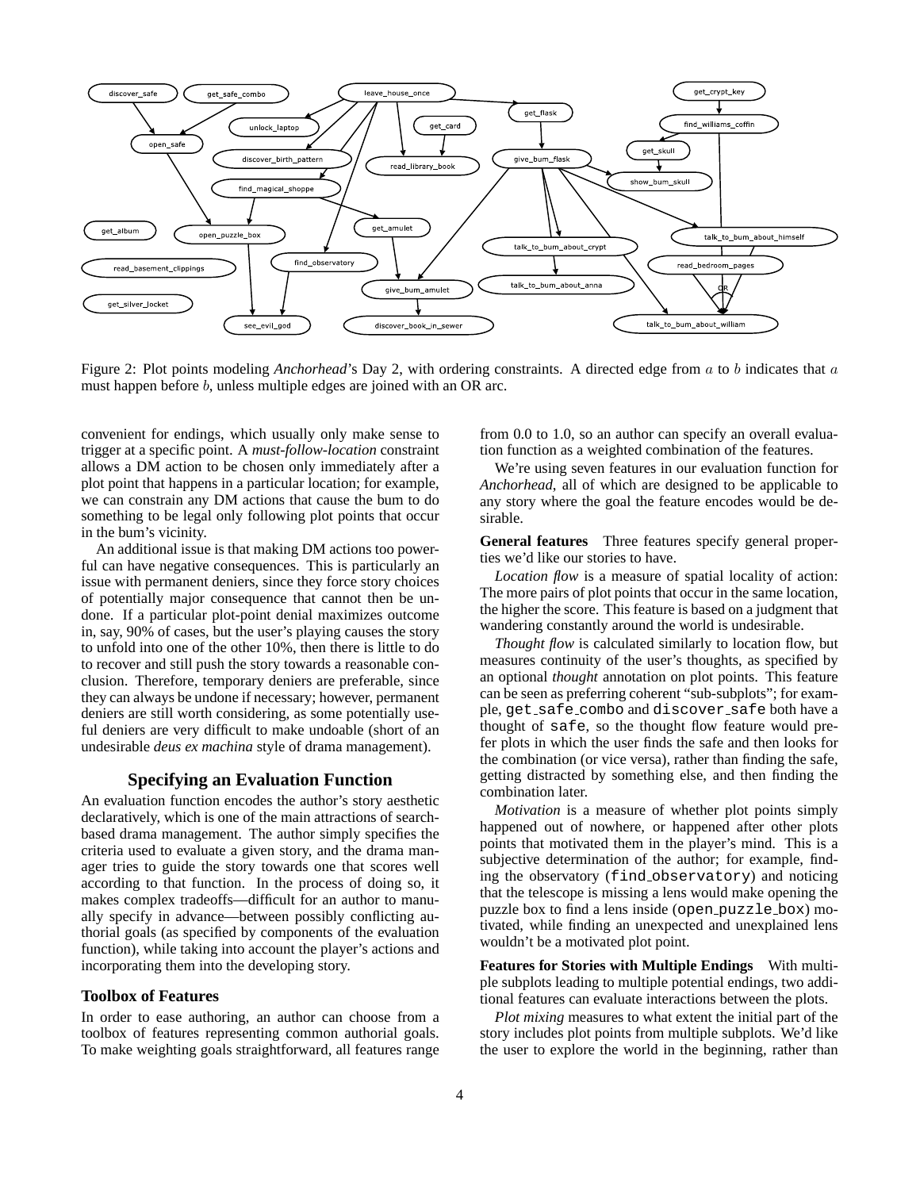Figure 2: Plot points modeling *Anchorhead*'s Day 2, with ordering constraints. A directed edge from $a$ to $b$ indicates that $a$ must happen before $b$, unless multiple edges are joined with an OR arc.

convenient for endings, which usually only make sense to trigger at a specific point. A *must-follow-location* constraint allows a DM action to be chosen only immediately after a plot point that happens in a particular location; for example, we can constrain any DM actions that cause the bum to do something to be legal only following plot points that occur in the bum's vicinity.

An additional issue is that making DM actions too powerful can have negative consequences. This is particularly an issue with permanent deniers, since they force story choices of potentially major consequence that cannot then be undone. If a particular plot-point denial maximizes outcome in, say, 90% of cases, but the user's playing causes the story to unfold into one of the other 10%, then there is little to do to recover and still push the story towards a reasonable conclusion. Therefore, temporary deniers are preferable, since they can always be undone if necessary; however, permanent deniers are still worth considering, as some potentially useful deniers are very difficult to make undoable (short of an undesirable *deus ex machina* style of drama management).

## Specifying an Evaluation Function

An evaluation function encodes the author's story aesthetic declaratively, which is one of the main attractions of search-based drama management. The author simply specifies the criteria used to evaluate a given story, and the drama manager tries to guide the story towards one that scores well according to that function. In the process of doing so, it makes complex tradeoffs—difficult for an author to manually specify in advance—between possibly conflicting authorial goals (as specified by components of the evaluation function), while taking into account the player's actions and incorporating them into the developing story.

### Toolbox of Features

In order to ease authoring, an author can choose from a toolbox of features representing common authorial goals. To make weighting goals straightforward, all features range from 0.0 to 1.0, so an author can specify an overall evaluation function as a weighted combination of the features.

We're using seven features in our evaluation function for *Anchorhead*, all of which are designed to be applicable to any story where the goal the feature encodes would be desirable.

**General features** Three features specify general properties we'd like our stories to have.

*Location flow* is a measure of spatial locality of action: The more pairs of plot points that occur in the same location, the higher the score. This feature is based on a judgment that wandering constantly around the world is undesirable.

*Thought flow* is calculated similarly to location flow, but measures continuity of the user's thoughts, as specified by an optional *thought* annotation on plot points. This feature can be seen as preferring coherent "sub-subplots"; for example, `get_safe_combo` and `discover_safe` both have a thought of `safe`, so the thought flow feature would prefer plots in which the user finds the safe and then looks for the combination (or vice versa), rather than finding the safe, getting distracted by something else, and then finding the combination later.

*Motivation* is a measure of whether plot points simply happened out of nowhere, or happened after other plots points that motivated them in the player's mind. This is a subjective determination of the author; for example, finding the observatory (`find_observatory`) and noticing that the telescope is missing a lens would make opening the puzzle box to find a lens inside (`open_puzzle_box`) motivated, while finding an unexpected and unexplained lens wouldn't be a motivated plot point.

**Features for Stories with Multiple Endings** With multiple subplots leading to multiple potential endings, two additional features can evaluate interactions between the plots.

*Plot mixing* measures to what extent the initial part of the story includes plot points from multiple subplots. We'd like the user to explore the world in the beginning, rather than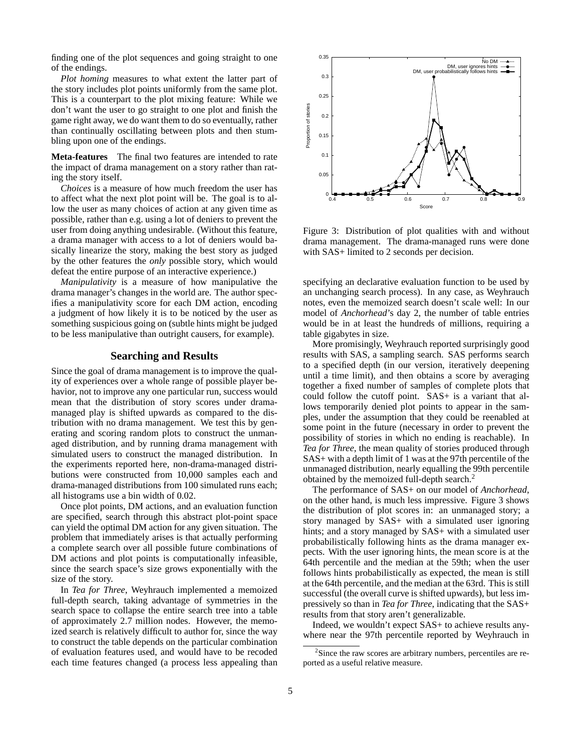finding one of the plot sequences and going straight to one of the endings.

*Plot homing* measures to what extent the latter part of the story includes plot points uniformly from the same plot. This is a counterpart to the plot mixing feature: While we don't want the user to go straight to one plot and finish the game right away, we do want them to do so eventually, rather than continually oscillating between plots and then stumbling upon one of the endings.

**Meta-features** The final two features are intended to rate the impact of drama management on a story rather than rating the story itself.

*Choices* is a measure of how much freedom the user has to affect what the next plot point will be. The goal is to allow the user as many choices of action at any given time as possible, rather than e.g. using a lot of deniers to prevent the user from doing anything undesirable. (Without this feature, a drama manager with access to a lot of deniers would basically linearize the story, making the best story as judged by the other features the *only* possible story, which would defeat the entire purpose of an interactive experience.)

*Manipulativity* is a measure of how manipulative the drama manager's changes in the world are. The author specifies a manipulativity score for each DM action, encoding a judgment of how likely it is to be noticed by the user as something suspicious going on (subtle hints might be judged to be less manipulative than outright causers, for example).

## Searching and Results

Since the goal of drama management is to improve the quality of experiences over a whole range of possible player behavior, not to improve any one particular run, success would mean that the distribution of story scores under drama-managed play is shifted upwards as compared to the distribution with no drama management. We test this by generating and scoring random plots to construct the unmanaged distribution, and by running drama management with simulated users to construct the managed distribution. In the experiments reported here, non-drama-managed distributions were constructed from 10,000 samples each and drama-managed distributions from 100 simulated runs each; all histograms use a bin width of 0.02.

Once plot points, DM actions, and an evaluation function are specified, search through this abstract plot-point space can yield the optimal DM action for any given situation. The problem that immediately arises is that actually performing a complete search over all possible future combinations of DM actions and plot points is computationally infeasible, since the search space's size grows exponentially with the size of the story.

In *Tea for Three*, Weyhrauch implemented a memoized full-depth search, taking advantage of symmetries in the search space to collapse the entire search tree into a table of approximately 2.7 million nodes. However, the memoized search is relatively difficult to author for, since the way to construct the table depends on the particular combination of evaluation features used, and would have to be recoded each time features changed (a process less appealing than specifying an declarative evaluation function to be used by an unchanging search process). In any case, as Weyhrauch notes, even the memoized search doesn't scale well: In our model of *Anchorhead*'s day 2, the number of table entries would be in at least the hundreds of millions, requiring a table gigabytes in size.

Figure 3: Distribution of plot qualities with and without drama management. The drama-managed runs were done with SAS+ limited to 2 seconds per decision.

More promisingly, Weyhrauch reported surprisingly good results with SAS, a sampling search. SAS performs search to a specified depth (in our version, iteratively deepening until a time limit), and then obtains a score by averaging together a fixed number of samples of complete plots that could follow the cutoff point. SAS+ is a variant that allows temporarily denied plot points to appear in the samples, under the assumption that they could be reenabled at some point in the future (necessary in order to prevent the possibility of stories in which no ending is reachable). In *Tea for Three*, the mean quality of stories produced through SAS+ with a depth limit of 1 was at the 97th percentile of the unmanaged distribution, nearly equalling the 99th percentile obtained by the memoized full-depth search.[2]

The performance of SAS+ on our model of *Anchorhead*, on the other hand, is much less impressive. Figure 3 shows the distribution of plot scores in: an unmanaged story; a story managed by SAS+ with a simulated user ignoring hints; and a story managed by SAS+ with a simulated user probabilistically following hints as the drama manager expects. With the user ignoring hints, the mean score is at the 64th percentile and the median at the 59th; when the user follows hints probabilistically as expected, the mean is still at the 64th percentile, and the median at the 63rd. This is still successful (the overall curve is shifted upwards), but less impressively so than in *Tea for Three*, indicating that the SAS+ results from that story aren't generalizable.

Indeed, we wouldn't expect SAS+ to achieve results anywhere near the 97th percentile reported by Weyhrauch in

[2] Since the raw scores are arbitrary numbers, percentiles are reported as a useful relative measure.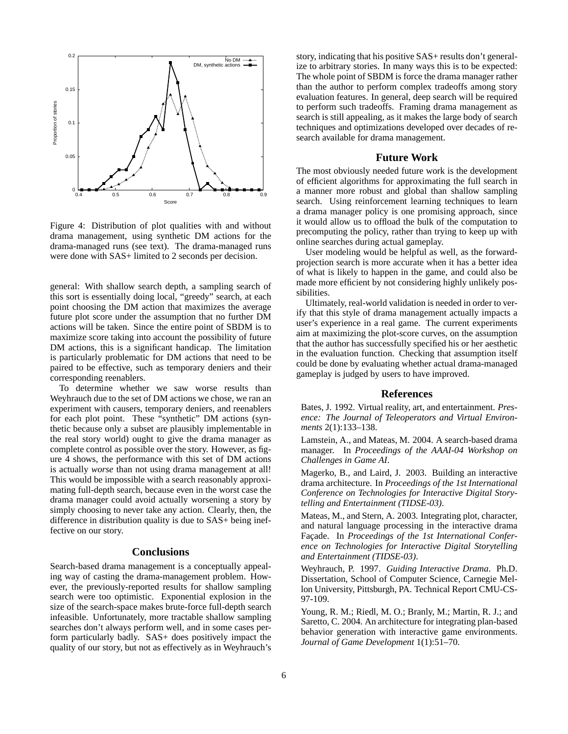0.2
0.15
0.1
0.05
0
0.4 0.5 0.6 0.7 0.8 0.9
Score
Proportion of stories
No DM
DM, synthetic actions

Figure 4: Distribution of plot qualities with and without drama management, using synthetic DM actions for the drama-managed runs (see text). The drama-managed runs were done with SAS+ limited to 2 seconds per decision.

general: With shallow search depth, a sampling search of this sort is essentially doing local, "greedy" search, at each point choosing the DM action that maximizes the average future plot score under the assumption that no further DM actions will be taken. Since the entire point of SBDM is to maximize score taking into account the possibility of future DM actions, this is a significant handicap. The limitation is particularly problematic for DM actions that need to be paired to be effective, such as temporary deniers and their corresponding reenablers.

To determine whether we saw worse results than Weyhrauch due to the set of DM actions we chose, we ran an experiment with causers, temporary deniers, and reenablers for each plot point. These "synthetic" DM actions (synthetic because only a subset are plausibly implementable in the real story world) ought to give the drama manager as complete control as possible over the story. However, as figure 4 shows, the performance with this set of DM actions is actually *worse* than not using drama management at all! This would be impossible with a search reasonably approximating full-depth search, because even in the worst case the drama manager could avoid actually worsening a story by simply choosing to never take any action. Clearly, then, the difference in distribution quality is due to SAS+ being ineffective on our story.

## Conclusions

Search-based drama management is a conceptually appealing way of casting the drama-management problem. However, the previously-reported results for shallow sampling search were too optimistic. Exponential explosion in the size of the search-space makes brute-force full-depth search infeasible. Unfortunately, more tractable shallow sampling searches don't always perform well, and in some cases perform particularly badly. SAS+ does positively impact the quality of our story, but not as effectively as in Weyhrauch's story, indicating that his positive SAS+ results don't generalize to arbitrary stories. In many ways this is to be expected: The whole point of SBDM is force the drama manager rather than the author to perform complex tradeoffs among story evaluation features. In general, deep search will be required to perform such tradeoffs. Framing drama management as search is still appealing, as it makes the large body of search techniques and optimizations developed over decades of research available for drama management.

## Future Work

The most obviously needed future work is the development of efficient algorithms for approximating the full search in a manner more robust and global than shallow sampling search. Using reinforcement learning techniques to learn a drama manager policy is one promising approach, since it would allow us to offload the bulk of the computation to precomputing the policy, rather than trying to keep up with online searches during actual gameplay.

User modeling would be helpful as well, as the forward-projection search is more accurate when it has a better idea of what is likely to happen in the game, and could also be made more efficient by not considering highly unlikely possibilities.

Ultimately, real-world validation is needed in order to verify that this style of drama management actually impacts a user's experience in a real game. The current experiments aim at maximizing the plot-score curves, on the assumption that the author has successfully specified his or her aesthetic in the evaluation function. Checking that assumption itself could be done by evaluating whether actual drama-managed gameplay is judged by users to have improved.

## References

Bates, J. 1992. Virtual reality, art, and entertainment. *Presence: The Journal of Teleoperators and Virtual Environments* 2(1):133–138.

Lamstein, A., and Mateas, M. 2004. A search-based drama manager. In *Proceedings of the AAAI-04 Workshop on Challenges in Game AI*.

Magerko, B., and Laird, J. 2003. Building an interactive drama architecture. In *Proceedings of the 1st International Conference on Technologies for Interactive Digital Storytelling and Entertainment (TIDSE-03)*.

Mateas, M., and Stern, A. 2003. Integrating plot, character, and natural language processing in the interactive drama Façade. In *Proceedings of the 1st International Conference on Technologies for Interactive Digital Storytelling and Entertainment (TIDSE-03)*.

Weyhrauch, P. 1997. *Guiding Interactive Drama*. Ph.D. Dissertation, School of Computer Science, Carnegie Mellon University, Pittsburgh, PA. Technical Report CMU-CS-97-109.

Young, R. M.; Riedl, M. O.; Branly, M.; Martin, R. J.; and Saretto, C. 2004. An architecture for integrating plan-based behavior generation with interactive game environments. *Journal of Game Development* 1(1):51–70.